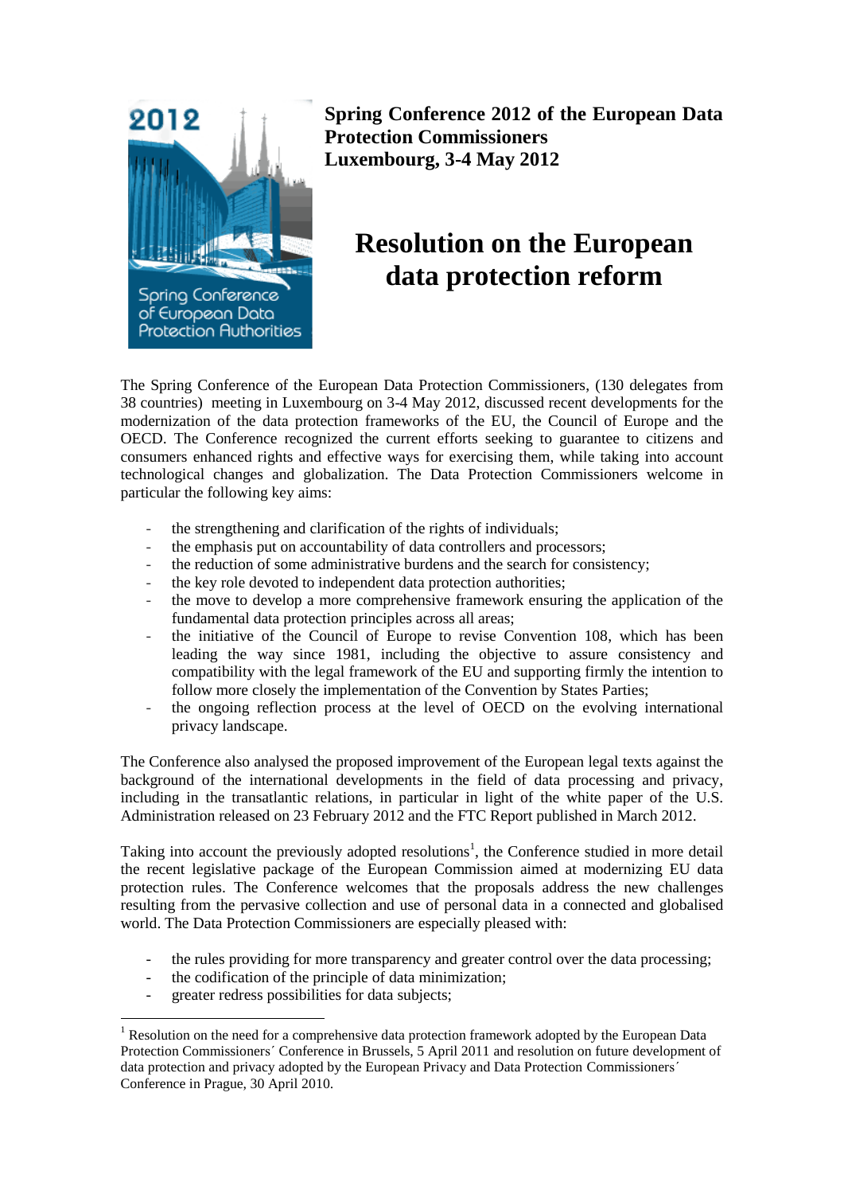**Spring Conference 2012 of the European Data Protection Commissioners**
**Luxembourg, 3-4 May 2012**

# Resolution on the European data protection reform

The Spring Conference of the European Data Protection Commissioners, (130 delegates from 38 countries) meeting in Luxembourg on 3-4 May 2012, discussed recent developments for the modernization of the data protection frameworks of the EU, the Council of Europe and the OECD. The Conference recognized the current efforts seeking to guarantee to citizens and consumers enhanced rights and effective ways for exercising them, while taking into account technological changes and globalization. The Data Protection Commissioners welcome in particular the following key aims:

- the strengthening and clarification of the rights of individuals;
- the emphasis put on accountability of data controllers and processors;
- the reduction of some administrative burdens and the search for consistency;
- the key role devoted to independent data protection authorities;
- the move to develop a more comprehensive framework ensuring the application of the fundamental data protection principles across all areas;
- the initiative of the Council of Europe to revise Convention 108, which has been leading the way since 1981, including the objective to assure consistency and compatibility with the legal framework of the EU and supporting firmly the intention to follow more closely the implementation of the Convention by States Parties;
- the ongoing reflection process at the level of OECD on the evolving international privacy landscape.

The Conference also analysed the proposed improvement of the European legal texts against the background of the international developments in the field of data processing and privacy, including in the transatlantic relations, in particular in light of the white paper of the U.S. Administration released on 23 February 2012 and the FTC Report published in March 2012.

Taking into account the previously adopted resolutions[1], the Conference studied in more detail the recent legislative package of the European Commission aimed at modernizing EU data protection rules. The Conference welcomes that the proposals address the new challenges resulting from the pervasive collection and use of personal data in a connected and globalised world. The Data Protection Commissioners are especially pleased with:

- the rules providing for more transparency and greater control over the data processing;
- the codification of the principle of data minimization;
- greater redress possibilities for data subjects;

[1] Resolution on the need for a comprehensive data protection framework adopted by the European Data Protection Commissioners´ Conference in Brussels, 5 April 2011 and resolution on future development of data protection and privacy adopted by the European Privacy and Data Protection Commissioners´ Conference in Prague, 30 April 2010.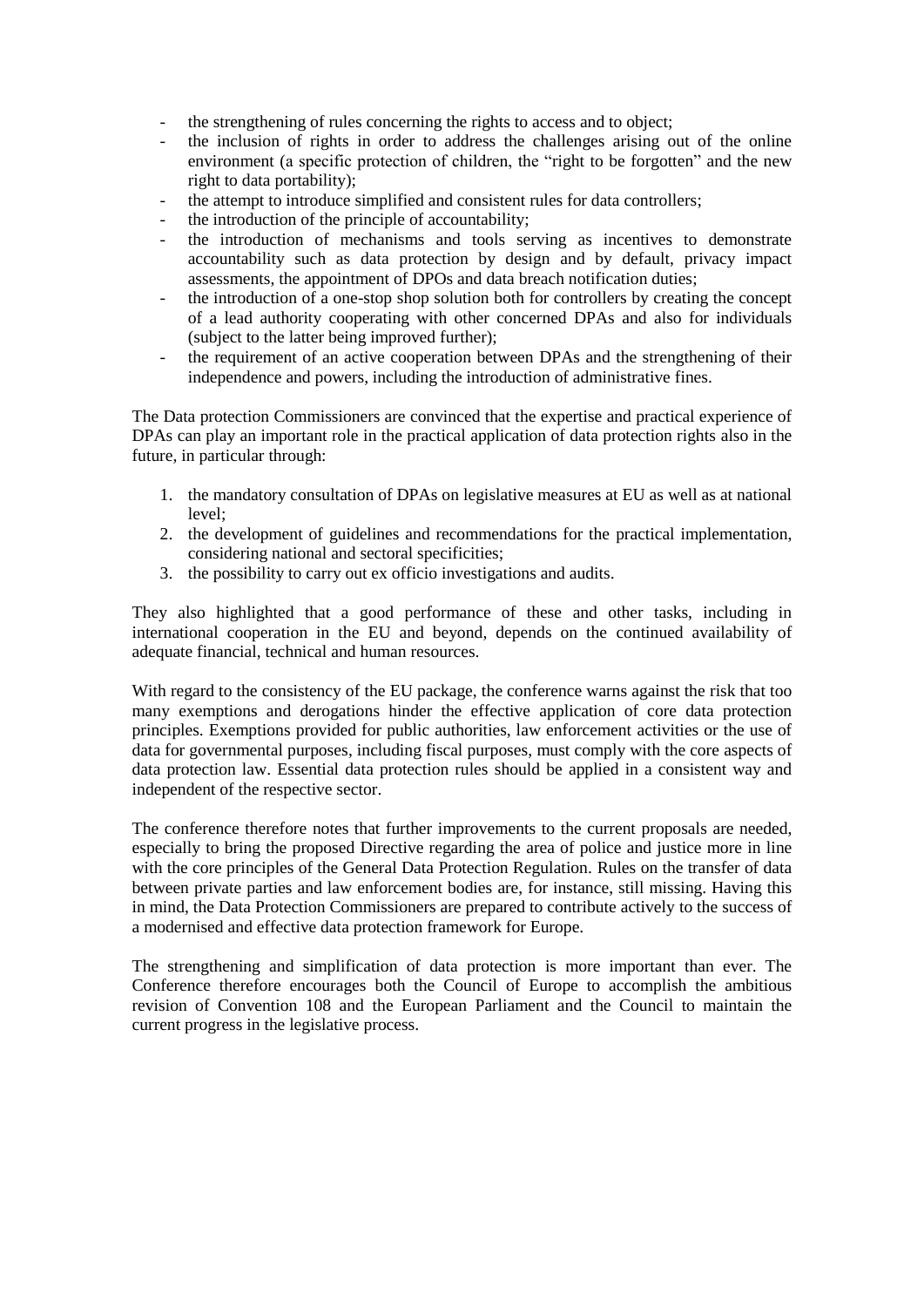- the strengthening of rules concerning the rights to access and to object;
- the inclusion of rights in order to address the challenges arising out of the online environment (a specific protection of children, the "right to be forgotten" and the new right to data portability);
- the attempt to introduce simplified and consistent rules for data controllers;
- the introduction of the principle of accountability;
- the introduction of mechanisms and tools serving as incentives to demonstrate accountability such as data protection by design and by default, privacy impact assessments, the appointment of DPOs and data breach notification duties;
- the introduction of a one-stop shop solution both for controllers by creating the concept of a lead authority cooperating with other concerned DPAs and also for individuals (subject to the latter being improved further);
- the requirement of an active cooperation between DPAs and the strengthening of their independence and powers, including the introduction of administrative fines.

The Data protection Commissioners are convinced that the expertise and practical experience of DPAs can play an important role in the practical application of data protection rights also in the future, in particular through:

1. the mandatory consultation of DPAs on legislative measures at EU as well as at national level;
2. the development of guidelines and recommendations for the practical implementation, considering national and sectoral specificities;
3. the possibility to carry out ex officio investigations and audits.

They also highlighted that a good performance of these and other tasks, including in international cooperation in the EU and beyond, depends on the continued availability of adequate financial, technical and human resources.

With regard to the consistency of the EU package, the conference warns against the risk that too many exemptions and derogations hinder the effective application of core data protection principles. Exemptions provided for public authorities, law enforcement activities or the use of data for governmental purposes, including fiscal purposes, must comply with the core aspects of data protection law. Essential data protection rules should be applied in a consistent way and independent of the respective sector.

The conference therefore notes that further improvements to the current proposals are needed, especially to bring the proposed Directive regarding the area of police and justice more in line with the core principles of the General Data Protection Regulation. Rules on the transfer of data between private parties and law enforcement bodies are, for instance, still missing. Having this in mind, the Data Protection Commissioners are prepared to contribute actively to the success of a modernised and effective data protection framework for Europe.

The strengthening and simplification of data protection is more important than ever. The Conference therefore encourages both the Council of Europe to accomplish the ambitious revision of Convention 108 and the European Parliament and the Council to maintain the current progress in the legislative process.